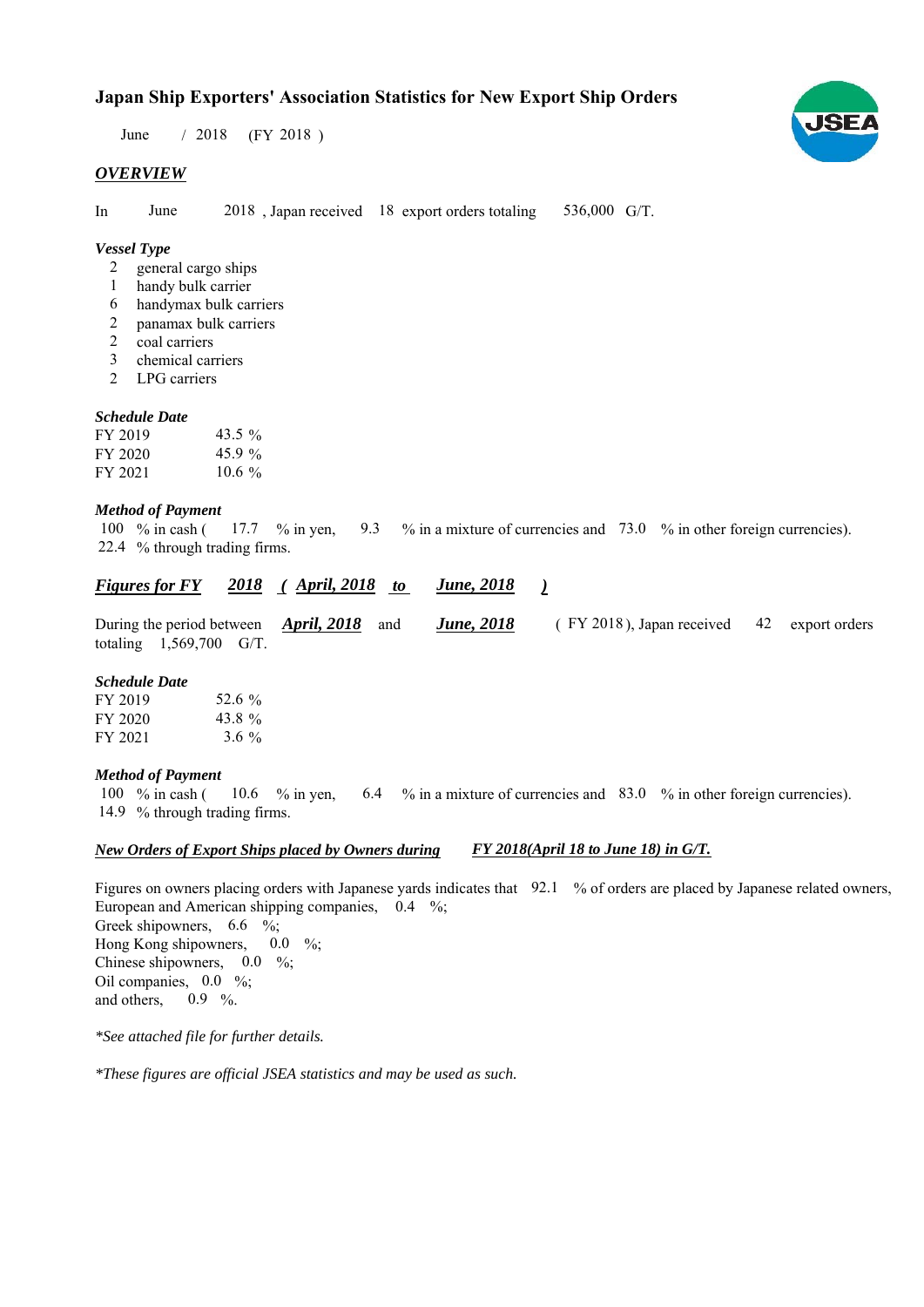# Japan Ship Exporters' Association Statistics for New Export Ship Orders

June / 2018 (FY 2018 )

## *OVERVIEW*

In June 2018 , Japan received 18 export orders totaling 536,000 G/T.

### *Vessel Type*

- 2 general cargo ships
- 1 handy bulk carrier
- 6 handymax bulk carriers
- 2 panamax bulk carriers
- 2 coal carriers
- 3 chemical carriers
- 2 LPG carriers

### *Schedule Date*

| | |
|---|---|
| FY 2019 | 43.5 % |
| FY 2020 | 45.9 % |
| FY 2021 | 10.6 % |

### *Method of Payment*

100 % in cash ( 17.7 % in yen, 9.3 % in a mixture of currencies and 73.0 % in other foreign currencies).
22.4 % through trading firms.

## ***Figures for FY 2018 ( April, 2018 to June, 2018 )***

During the period between ***April, 2018*** and ***June, 2018*** ( FY 2018 ), Japan received 42 export orders totaling 1,569,700 G/T.

### *Schedule Date*

| | |
|---|---|
| FY 2019 | 52.6 % |
| FY 2020 | 43.8 % |
| FY 2021 | 3.6 % |

### *Method of Payment*

100 % in cash ( 10.6 % in yen, 6.4 % in a mixture of currencies and 83.0 % in other foreign currencies).
14.9 % through trading firms.

### ***New Orders of Export Ships placed by Owners during FY 2018(April 18 to June 18) in G/T.***

Figures on owners placing orders with Japanese yards indicates that 92.1 % of orders are placed by Japanese related owners,
European and American shipping companies, 0.4 %;
Greek shipowners, 6.6 %;
Hong Kong shipowners, 0.0 %;
Chinese shipowners, 0.0 %;
Oil companies, 0.0 %;
and others, 0.9 %.

*\*See attached file for further details.*

*\*These figures are official JSEA statistics and may be used as such.*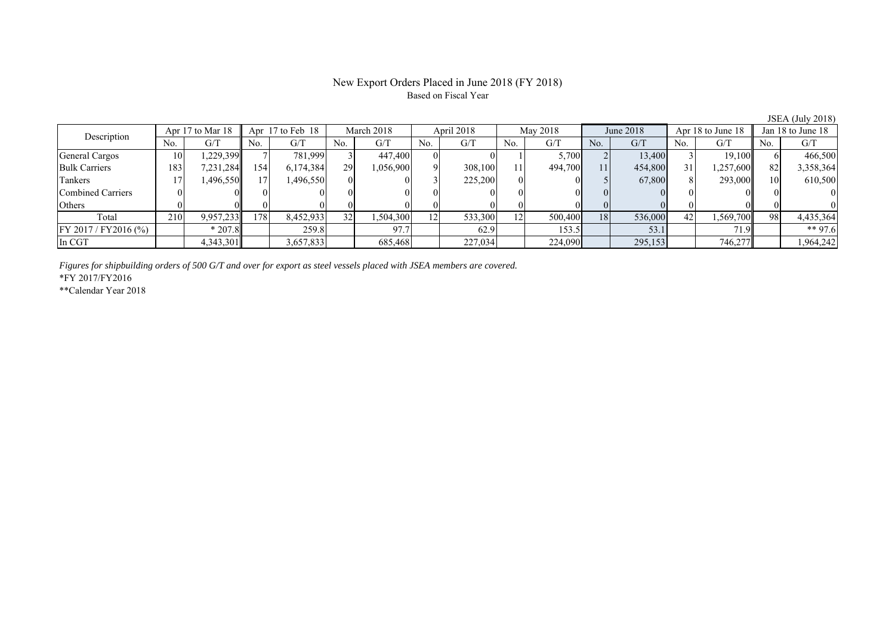# New Export Orders Placed in June 2018 (FY 2018)

Based on Fiscal Year

JSEA (July 2018)

| Description | Apr 17 to Mar 18 | | Apr 17 to Feb 18 | | March 2018 | | April 2018 | | May 2018 | | June 2018 | | Apr 18 to June 18 | | Jan 18 to June 18 | |
|---|---|---|---|---|---|---|---|---|---|---|---|---|---|---|---|---|
| | No. | G/T | No. | G/T | No. | G/T | No. | G/T | No. | G/T | No. | G/T | No. | G/T | No. | G/T |
| General Cargos | 10 | 1,229,399 | 7 | 781,999 | 3 | 447,400 | 0 | 0 | 1 | 5,700 | 2 | 13,400 | 3 | 19,100 | 6 | 466,500 |
| Bulk Carriers | 183 | 7,231,284 | 154 | 6,174,384 | 29 | 1,056,900 | 9 | 308,100 | 11 | 494,700 | 11 | 454,800 | 31 | 1,257,600 | 82 | 3,358,364 |
| Tankers | 17 | 1,496,550 | 17 | 1,496,550 | 0 | 0 | 3 | 225,200 | 0 | 0 | 5 | 67,800 | 8 | 293,000 | 10 | 610,500 |
| Combined Carriers | 0 | 0 | 0 | 0 | 0 | 0 | 0 | 0 | 0 | 0 | 0 | 0 | 0 | 0 | 0 | 0 |
| Others | 0 | 0 | 0 | 0 | 0 | 0 | 0 | 0 | 0 | 0 | 0 | 0 | 0 | 0 | 0 | 0 |
| Total | 210 | 9,957,233 | 178 | 8,452,933 | 32 | 1,504,300 | 12 | 533,300 | 12 | 500,400 | 18 | 536,000 | 42 | 1,569,700 | 98 | 4,435,364 |
| FY 2017 / FY2016 (%) | | * 207.8 | | 259.8 | | 97.7 | | 62.9 | | 153.5 | | 53.1 | | 71.9 | | ** 97.6 |
| In CGT | | 4,343,301 | | 3,657,833 | | 685,468 | | 227,034 | | 224,090 | | 295,153 | | 746,277 | | 1,964,242 |

*Figures for shipbuilding orders of 500 G/T and over for export as steel vessels placed with JSEA members are covered.*

*FY 2017/FY2016

**Calendar Year 2018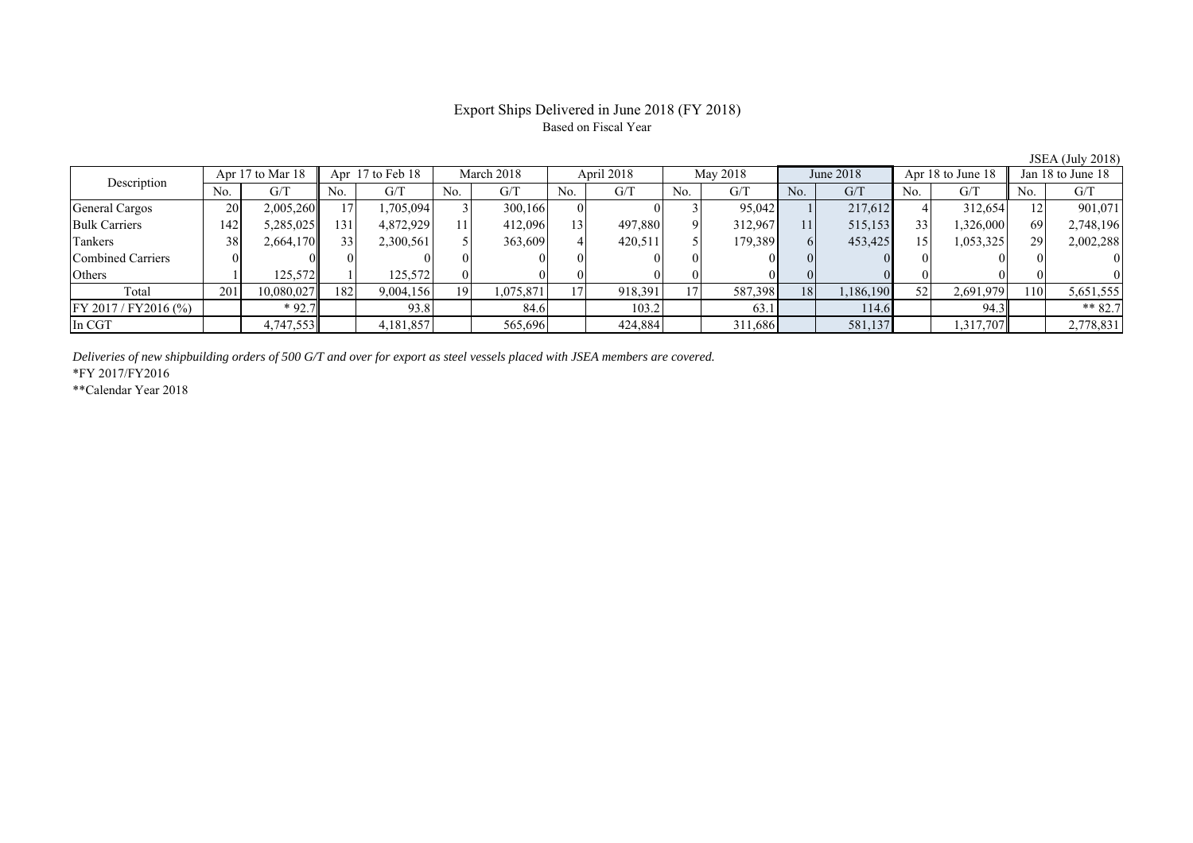# Export Ships Delivered in June 2018 (FY 2018)

Based on Fiscal Year

JSEA (July 2018)

| Description | Apr 17 to Mar 18 | | Apr 17 to Feb 18 | | March 2018 | | April 2018 | | May 2018 | | June 2018 | | Apr 18 to June 18 | | Jan 18 to June 18 | |
|---|---|---|---|---|---|---|---|---|---|---|---|---|---|---|---|---|
| | No. | G/T | No. | G/T | No. | G/T | No. | G/T | No. | G/T | No. | G/T | No. | G/T | No. | G/T |
| General Cargos | 20 | 2,005,260 | 17 | 1,705,094 | 3 | 300,166 | 0 | 0 | 3 | 95,042 | 1 | 217,612 | 4 | 312,654 | 12 | 901,071 |
| Bulk Carriers | 142 | 5,285,025 | 131 | 4,872,929 | 11 | 412,096 | 13 | 497,880 | 9 | 312,967 | 11 | 515,153 | 33 | 1,326,000 | 69 | 2,748,196 |
| Tankers | 38 | 2,664,170 | 33 | 2,300,561 | 5 | 363,609 | 4 | 420,511 | 5 | 179,389 | 6 | 453,425 | 15 | 1,053,325 | 29 | 2,002,288 |
| Combined Carriers | 0 | 0 | 0 | 0 | 0 | 0 | 0 | 0 | 0 | 0 | 0 | 0 | 0 | 0 | 0 | 0 |
| Others | 1 | 125,572 | 1 | 125,572 | 0 | 0 | 0 | 0 | 0 | 0 | 0 | 0 | 0 | 0 | 0 | 0 |
| Total | 201 | 10,080,027 | 182 | 9,004,156 | 19 | 1,075,871 | 17 | 918,391 | 17 | 587,398 | 18 | 1,186,190 | 52 | 2,691,979 | 110 | 5,651,555 |
| FY 2017 / FY2016 (%) | | * 92.7 | | 93.8 | | 84.6 | | 103.2 | | 63.1 | | 114.6 | | 94.3 | | ** 82.7 |
| In CGT | | 4,747,553 | | 4,181,857 | | 565,696 | | 424,884 | | 311,686 | | 581,137 | | 1,317,707 | | 2,778,831 |

*Deliveries of new shipbuilding orders of 500 G/T and over for export as steel vessels placed with JSEA members are covered.*

*FY 2017/FY2016

**Calendar Year 2018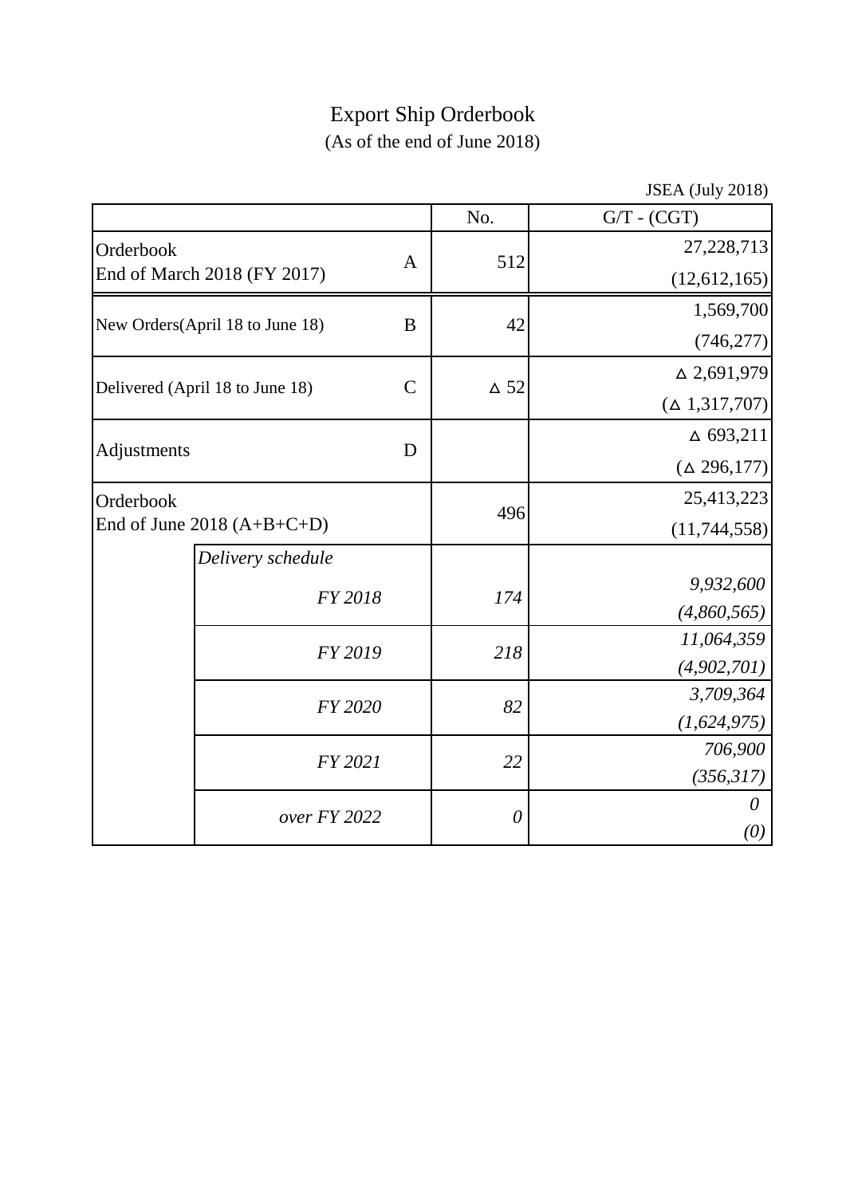# Export Ship Orderbook

(As of the end of June 2018)

JSEA (July 2018)

| | | | No. | G/T - (CGT) |
|---|---|---|---|---|
| Orderbook<br>End of March 2018 (FY 2017) | | A | 512 | 27,228,713<br>(12,612,165) |
| New Orders(April 18 to June 18) | | B | 42 | 1,569,700<br>(746,277) |
| Delivered (April 18 to June 18) | | C | ∆ 52 | ∆ 2,691,979<br>(∆ 1,317,707) |
| Adjustments | | D | | ∆ 693,211<br>(∆ 296,177) |
| Orderbook<br>End of June 2018 (A+B+C+D) | | | 496 | 25,413,223<br>(11,744,558) |
| | *Delivery schedule* | | | |
| | *FY 2018* | | *174* | *9,932,600*<br>*(4,860,565)* |
| | *FY 2019* | | *218* | *11,064,359*<br>*(4,902,701)* |
| | *FY 2020* | | *82* | *3,709,364*<br>*(1,624,975)* |
| | *FY 2021* | | *22* | *706,900*<br>*(356,317)* |
| | *over FY 2022* | | *0* | *0*<br>*(0)* |